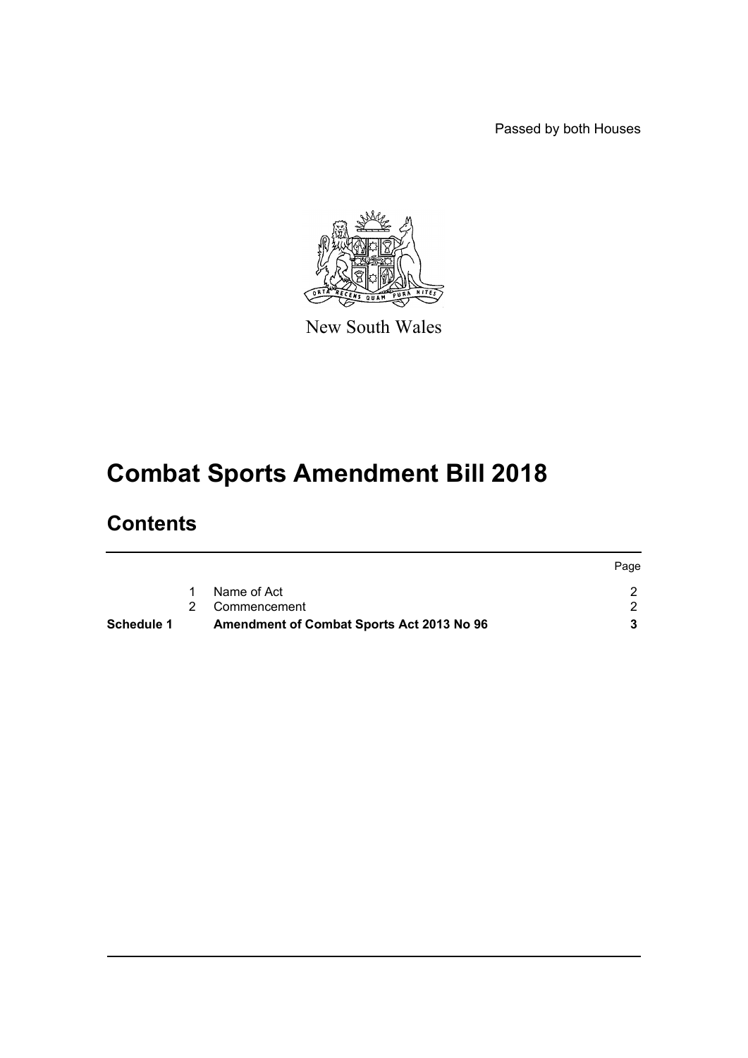Passed by both Houses

New South Wales

# Combat Sports Amendment Bill 2018

## Contents

| | | | |
|---|---|---|---|
| | | | Page |
| | 1 | Name of Act | 2 |
| | 2 | Commencement | 2 |
| **Schedule 1** | | **Amendment of Combat Sports Act 2013 No 96** | **3** |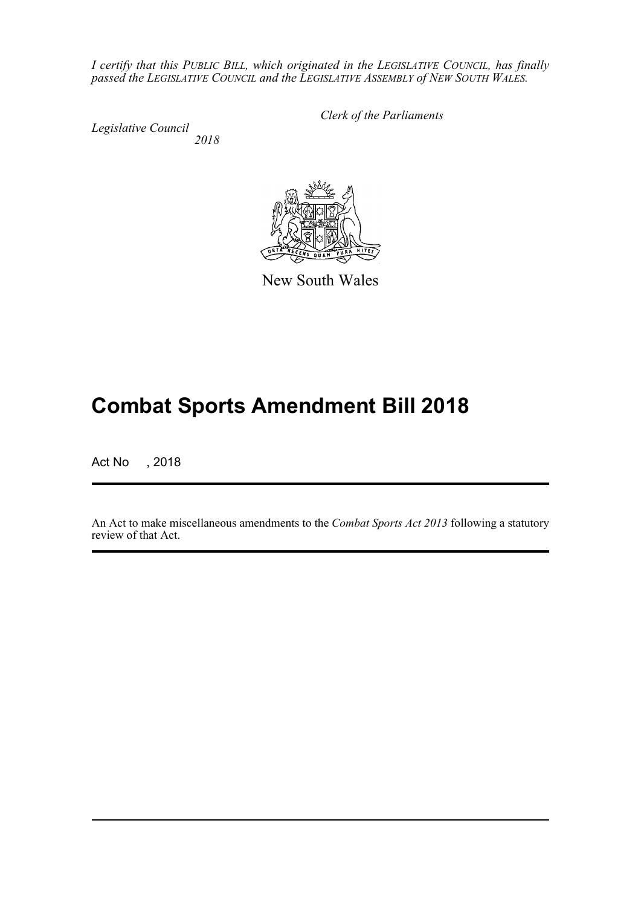*I certify that this PUBLIC BILL, which originated in the LEGISLATIVE COUNCIL, has finally passed the LEGISLATIVE COUNCIL and the LEGISLATIVE ASSEMBLY of NEW SOUTH WALES.*

*Clerk of the Parliaments*

*Legislative Council*
*2018*

New South Wales

# Combat Sports Amendment Bill 2018

Act No , 2018

An Act to make miscellaneous amendments to the *Combat Sports Act 2013* following a statutory review of that Act.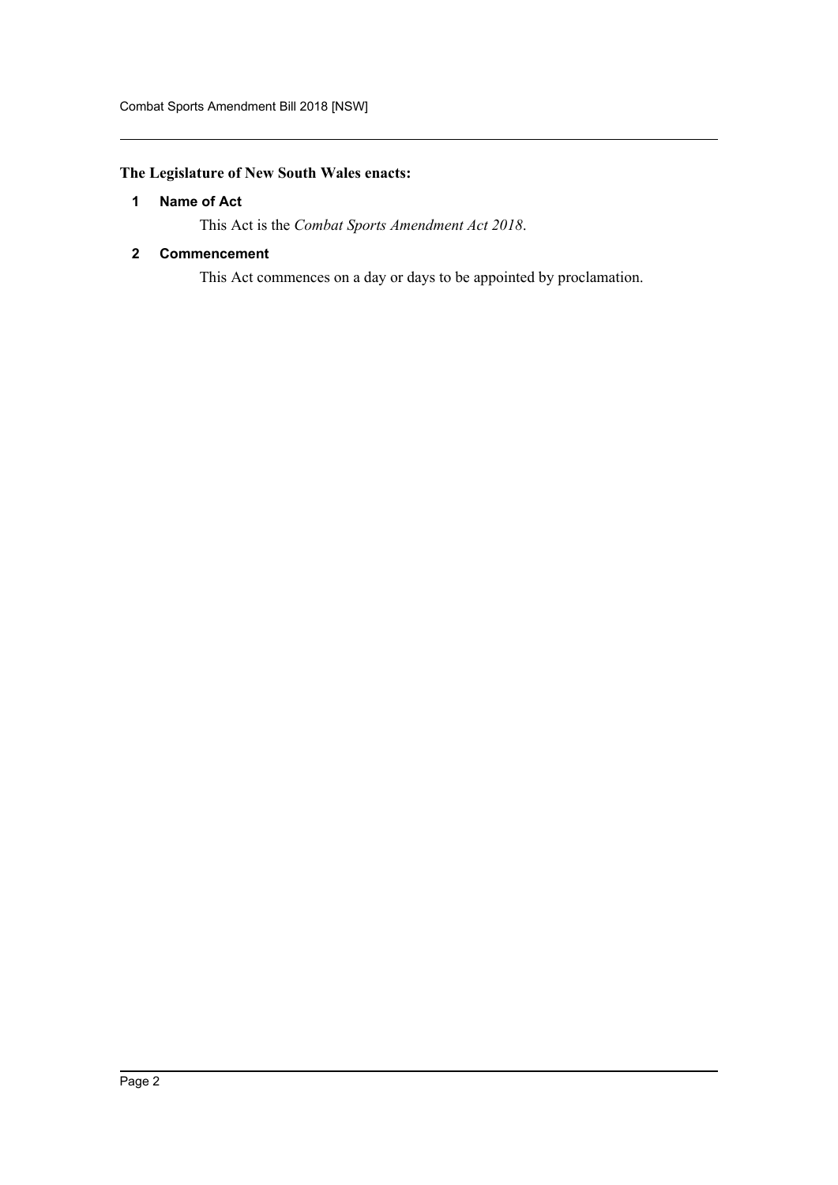**The Legislature of New South Wales enacts:**

### 1 Name of Act

This Act is the *Combat Sports Amendment Act 2018*.

### 2 Commencement

This Act commences on a day or days to be appointed by proclamation.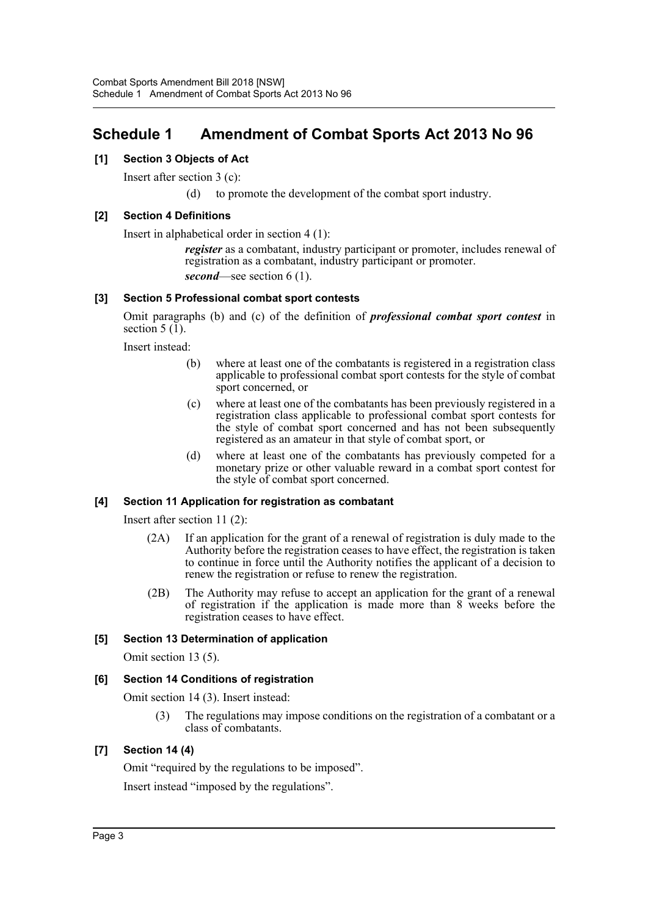# Schedule 1 Amendment of Combat Sports Act 2013 No 96

**[1] Section 3 Objects of Act**

Insert after section 3 (c):

(d) to promote the development of the combat sport industry.

**[2] Section 4 Definitions**

Insert in alphabetical order in section 4 (1):

***register*** as a combatant, industry participant or promoter, includes renewal of registration as a combatant, industry participant or promoter.

***second***—see section 6 (1).

**[3] Section 5 Professional combat sport contests**

Omit paragraphs (b) and (c) of the definition of ***professional combat sport contest*** in section 5 (1).

Insert instead:

(b) where at least one of the combatants is registered in a registration class applicable to professional combat sport contests for the style of combat sport concerned, or

(c) where at least one of the combatants has been previously registered in a registration class applicable to professional combat sport contests for the style of combat sport concerned and has not been subsequently registered as an amateur in that style of combat sport, or

(d) where at least one of the combatants has previously competed for a monetary prize or other valuable reward in a combat sport contest for the style of combat sport concerned.

**[4] Section 11 Application for registration as combatant**

Insert after section 11 (2):

(2A) If an application for the grant of a renewal of registration is duly made to the Authority before the registration ceases to have effect, the registration is taken to continue in force until the Authority notifies the applicant of a decision to renew the registration or refuse to renew the registration.

(2B) The Authority may refuse to accept an application for the grant of a renewal of registration if the application is made more than 8 weeks before the registration ceases to have effect.

**[5] Section 13 Determination of application**

Omit section 13 (5).

**[6] Section 14 Conditions of registration**

Omit section 14 (3). Insert instead:

(3) The regulations may impose conditions on the registration of a combatant or a class of combatants.

**[7] Section 14 (4)**

Omit "required by the regulations to be imposed".

Insert instead "imposed by the regulations".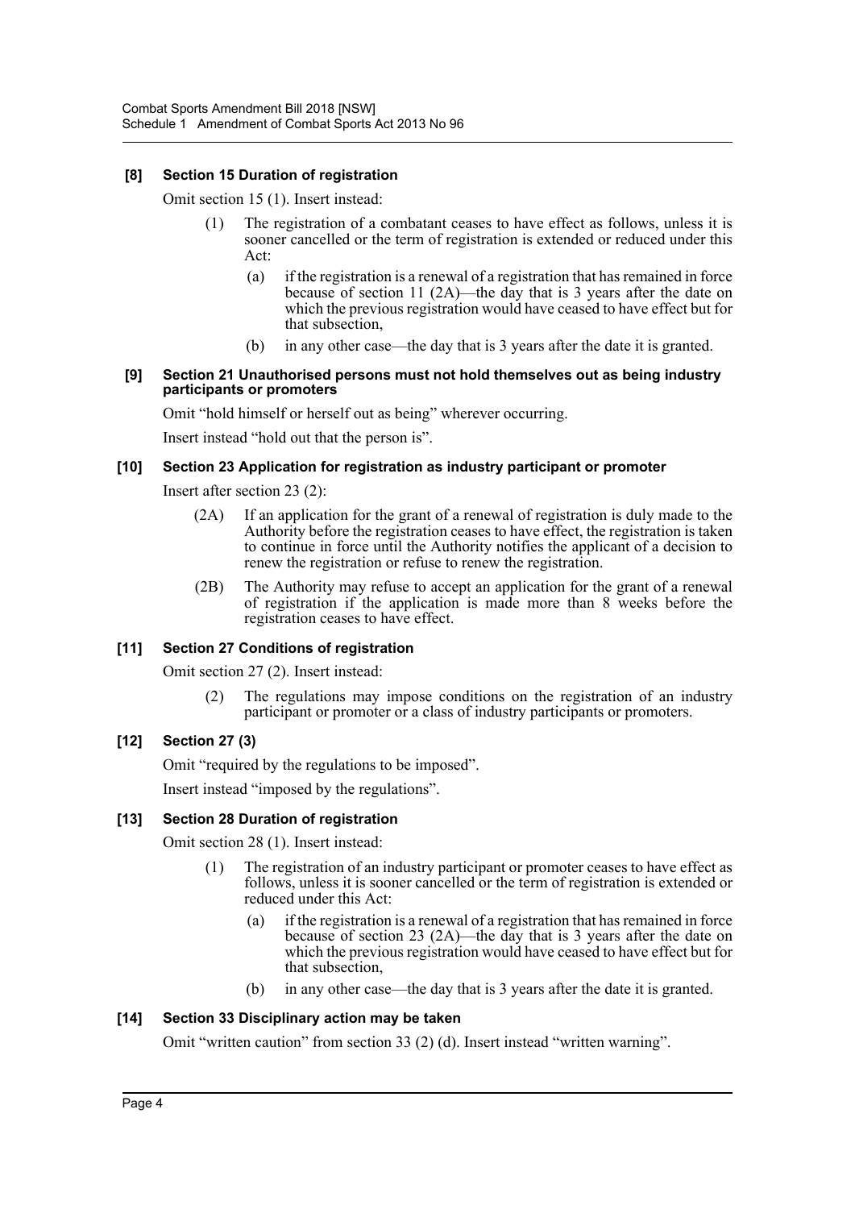**[8] Section 15 Duration of registration**

Omit section 15 (1). Insert instead:

> (1) The registration of a combatant ceases to have effect as follows, unless it is sooner cancelled or the term of registration is extended or reduced under this Act:
>
> (a) if the registration is a renewal of a registration that has remained in force because of section 11 (2A)—the day that is 3 years after the date on which the previous registration would have ceased to have effect but for that subsection,
>
> (b) in any other case—the day that is 3 years after the date it is granted.

**[9] Section 21 Unauthorised persons must not hold themselves out as being industry participants or promoters**

Omit "hold himself or herself out as being" wherever occurring.

Insert instead "hold out that the person is".

**[10] Section 23 Application for registration as industry participant or promoter**

Insert after section 23 (2):

> (2A) If an application for the grant of a renewal of registration is duly made to the Authority before the registration ceases to have effect, the registration is taken to continue in force until the Authority notifies the applicant of a decision to renew the registration or refuse to renew the registration.
>
> (2B) The Authority may refuse to accept an application for the grant of a renewal of registration if the application is made more than 8 weeks before the registration ceases to have effect.

**[11] Section 27 Conditions of registration**

Omit section 27 (2). Insert instead:

> (2) The regulations may impose conditions on the registration of an industry participant or promoter or a class of industry participants or promoters.

**[12] Section 27 (3)**

Omit "required by the regulations to be imposed".

Insert instead "imposed by the regulations".

**[13] Section 28 Duration of registration**

Omit section 28 (1). Insert instead:

> (1) The registration of an industry participant or promoter ceases to have effect as follows, unless it is sooner cancelled or the term of registration is extended or reduced under this Act:
>
> (a) if the registration is a renewal of a registration that has remained in force because of section 23 (2A)—the day that is 3 years after the date on which the previous registration would have ceased to have effect but for that subsection,
>
> (b) in any other case—the day that is 3 years after the date it is granted.

**[14] Section 33 Disciplinary action may be taken**

Omit "written caution" from section 33 (2) (d). Insert instead "written warning".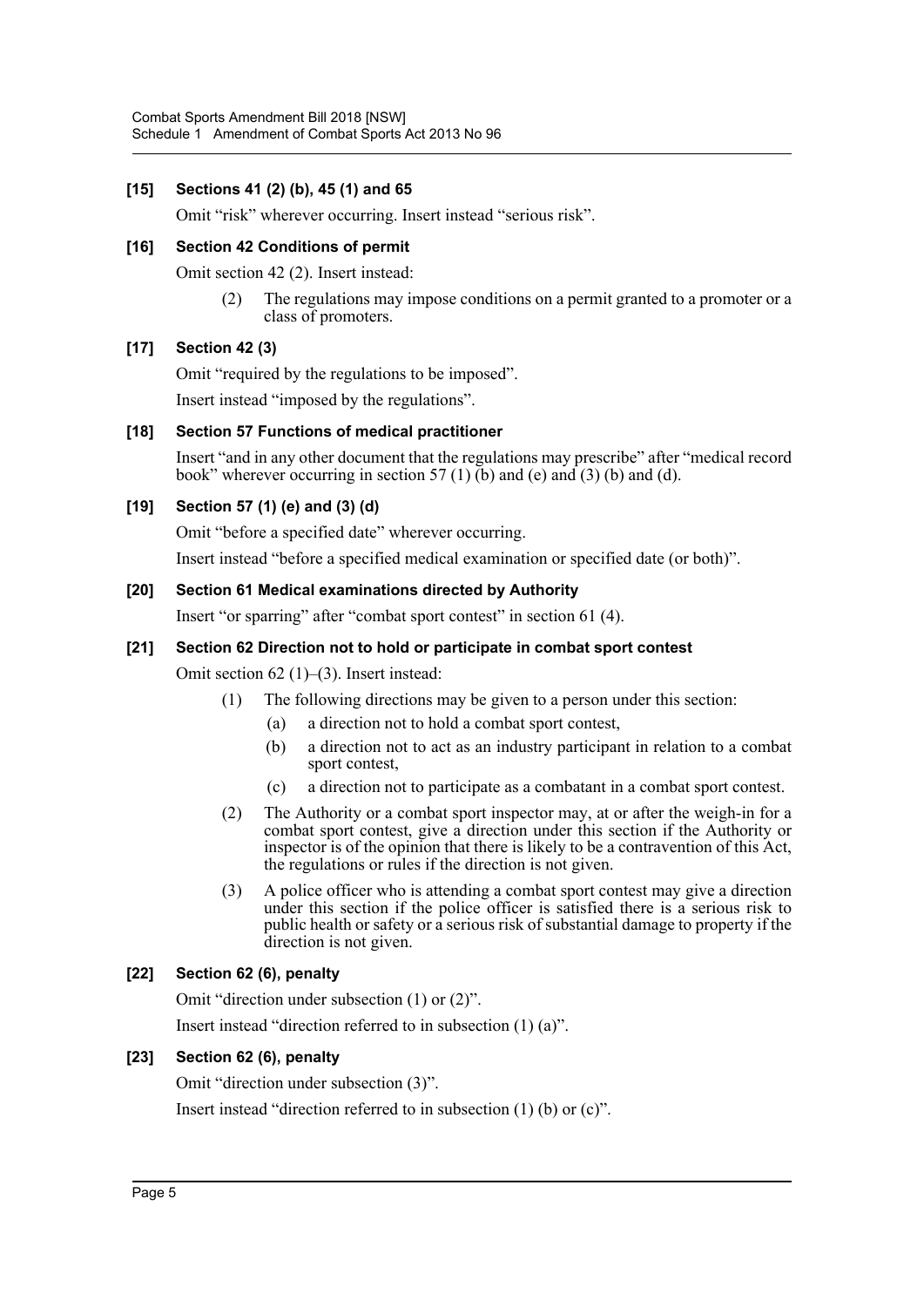### [15] Sections 41 (2) (b), 45 (1) and 65

Omit "risk" wherever occurring. Insert instead "serious risk".

### [16] Section 42 Conditions of permit

Omit section 42 (2). Insert instead:

> (2) The regulations may impose conditions on a permit granted to a promoter or a class of promoters.

### [17] Section 42 (3)

Omit "required by the regulations to be imposed".

Insert instead "imposed by the regulations".

### [18] Section 57 Functions of medical practitioner

Insert "and in any other document that the regulations may prescribe" after "medical record book" wherever occurring in section 57 (1) (b) and (e) and (3) (b) and (d).

### [19] Section 57 (1) (e) and (3) (d)

Omit "before a specified date" wherever occurring.

Insert instead "before a specified medical examination or specified date (or both)".

### [20] Section 61 Medical examinations directed by Authority

Insert "or sparring" after "combat sport contest" in section 61 (4).

### [21] Section 62 Direction not to hold or participate in combat sport contest

Omit section 62 (1)–(3). Insert instead:

> (1) The following directions may be given to a person under this section:
>
> (a) a direction not to hold a combat sport contest,
>
> (b) a direction not to act as an industry participant in relation to a combat sport contest,
>
> (c) a direction not to participate as a combatant in a combat sport contest.
>
> (2) The Authority or a combat sport inspector may, at or after the weigh-in for a combat sport contest, give a direction under this section if the Authority or inspector is of the opinion that there is likely to be a contravention of this Act, the regulations or rules if the direction is not given.
>
> (3) A police officer who is attending a combat sport contest may give a direction under this section if the police officer is satisfied there is a serious risk to public health or safety or a serious risk of substantial damage to property if the direction is not given.

### [22] Section 62 (6), penalty

Omit "direction under subsection (1) or (2)".

Insert instead "direction referred to in subsection (1) (a)".

### [23] Section 62 (6), penalty

Omit "direction under subsection (3)".

Insert instead "direction referred to in subsection (1) (b) or (c)".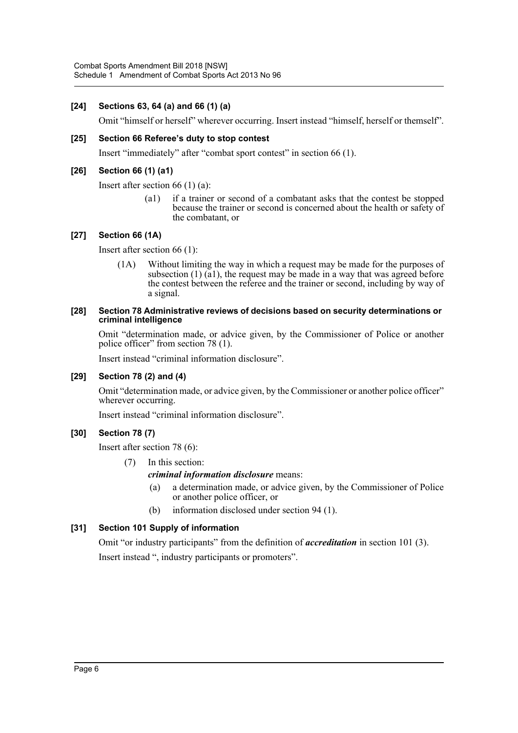**[24] Sections 63, 64 (a) and 66 (1) (a)**

Omit "himself or herself" wherever occurring. Insert instead "himself, herself or themself".

**[25] Section 66 Referee's duty to stop contest**

Insert "immediately" after "combat sport contest" in section 66 (1).

**[26] Section 66 (1) (a1)**

Insert after section 66 (1) (a):

(a1) if a trainer or second of a combatant asks that the contest be stopped because the trainer or second is concerned about the health or safety of the combatant, or

**[27] Section 66 (1A)**

Insert after section 66 (1):

(1A) Without limiting the way in which a request may be made for the purposes of subsection (1) (a1), the request may be made in a way that was agreed before the contest between the referee and the trainer or second, including by way of a signal.

**[28] Section 78 Administrative reviews of decisions based on security determinations or criminal intelligence**

Omit "determination made, or advice given, by the Commissioner of Police or another police officer" from section 78 (1).

Insert instead "criminal information disclosure".

**[29] Section 78 (2) and (4)**

Omit "determination made, or advice given, by the Commissioner or another police officer" wherever occurring.

Insert instead "criminal information disclosure".

**[30] Section 78 (7)**

Insert after section 78 (6):

(7) In this section:

***criminal information disclosure*** means:

(a) a determination made, or advice given, by the Commissioner of Police or another police officer, or

(b) information disclosed under section 94 (1).

**[31] Section 101 Supply of information**

Omit "or industry participants" from the definition of ***accreditation*** in section 101 (3).

Insert instead ", industry participants or promoters".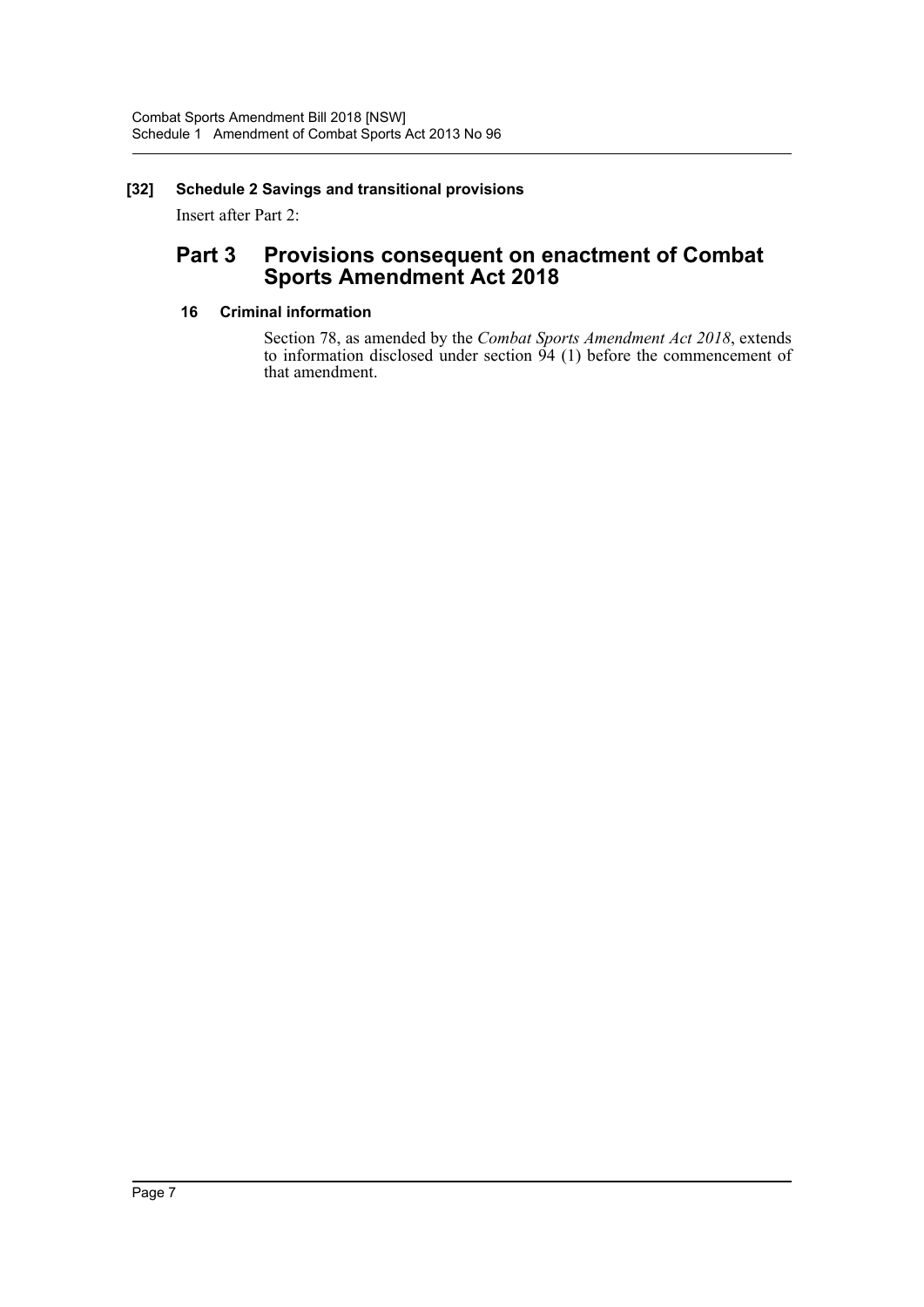**[32] Schedule 2 Savings and transitional provisions**

Insert after Part 2:

## Part 3 Provisions consequent on enactment of Combat Sports Amendment Act 2018

### 16 Criminal information

Section 78, as amended by the *Combat Sports Amendment Act 2018*, extends to information disclosed under section 94 (1) before the commencement of that amendment.